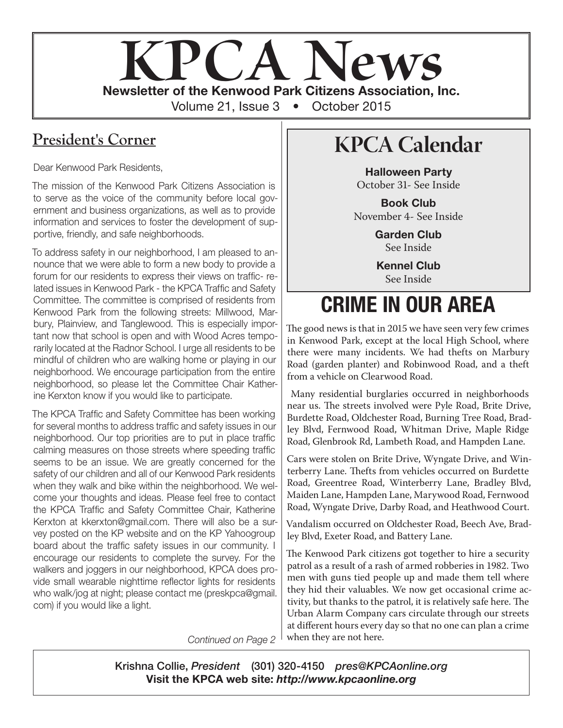# KPCA News

**Newsletter of the Kenwood Park Citizens Association, Inc.**

Volume 21, Issue 3 • October 2015

## President's Corner

Dear Kenwood Park Residents,

The mission of the Kenwood Park Citizens Association is to serve as the voice of the community before local government and business organizations, as well as to provide information and services to foster the development of supportive, friendly, and safe neighborhoods.

To address safety in our neighborhood, I am pleased to announce that we were able to form a new body to provide a forum for our residents to express their views on traffic- related issues in Kenwood Park - the KPCA Traffic and Safety Committee. The committee is comprised of residents from Kenwood Park from the following streets: Millwood, Marbury, Plainview, and Tanglewood. This is especially important now that school is open and with Wood Acres temporarily located at the Radnor School. I urge all residents to be mindful of children who are walking home or playing in our neighborhood. We encourage participation from the entire neighborhood, so please let the Committee Chair Katherine Kerxton know if you would like to participate.

The KPCA Traffic and Safety Committee has been working for several months to address traffic and safety issues in our neighborhood. Our top priorities are to put in place traffic calming measures on those streets where speeding traffic seems to be an issue. We are greatly concerned for the safety of our children and all of our Kenwood Park residents when they walk and bike within the neighborhood. We welcome your thoughts and ideas. Please feel free to contact the KPCA Traffic and Safety Committee Chair, Katherine Kerxton at kkerxton@gmail.com. There will also be a survey posted on the KP website and on the KP Yahoogroup board about the traffic safety issues in our community. I encourage our residents to complete the survey. For the walkers and joggers in our neighborhood, KPCA does provide small wearable nighttime reflector lights for residents who walk/jog at night; please contact me (preskpca@gmail.com) if you would like a light.

*Continued on Page 2*

## KPCA Calendar

**Halloween Party**
October 31- See Inside

**Book Club**
November 4- See Inside

**Garden Club**
See Inside

**Kennel Club**
See Inside

## CRIME IN OUR AREA

The good news is that in 2015 we have seen very few crimes in Kenwood Park, except at the local High School, where there were many incidents. We had thefts on Marbury Road (garden planter) and Robinwood Road, and a theft from a vehicle on Clearwood Road.

Many residential burglaries occurred in neighborhoods near us. The streets involved were Pyle Road, Brite Drive, Burdette Road, Oldchester Road, Burning Tree Road, Bradley Blvd, Fernwood Road, Whitman Drive, Maple Ridge Road, Glenbrook Rd, Lambeth Road, and Hampden Lane.

Cars were stolen on Brite Drive, Wyngate Drive, and Winterberry Lane. Thefts from vehicles occurred on Burdette Road, Greentree Road, Winterberry Lane, Bradley Blvd, Maiden Lane, Hampden Lane, Marywood Road, Fernwood Road, Wyngate Drive, Darby Road, and Heathwood Court.

Vandalism occurred on Oldchester Road, Beech Ave, Bradley Blvd, Exeter Road, and Battery Lane.

The Kenwood Park citizens got together to hire a security patrol as a result of a rash of armed robberies in 1982. Two men with guns tied people up and made them tell where they hid their valuables. We now get occasional crime activity, but thanks to the patrol, it is relatively safe here. The Urban Alarm Company cars circulate through our streets at different hours every day so that no one can plan a crime when they are not here.

**Krishna Collie, *President* (301) 320-4150 *pres@KPCAonline.org***
**Visit the KPCA web site: *http://www.kpcaonline.org***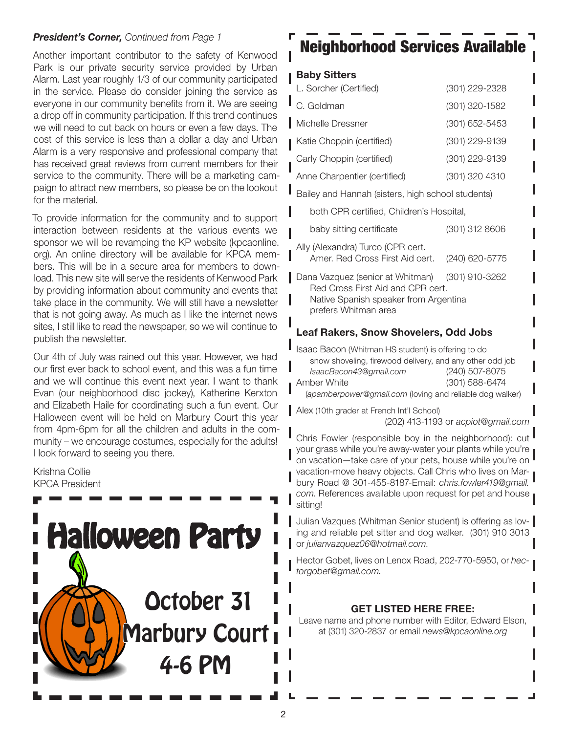***President's Corner,*** *Continued from Page 1*

Another important contributor to the safety of Kenwood Park is our private security service provided by Urban Alarm. Last year roughly 1/3 of our community participated in the service. Please do consider joining the service as everyone in our community benefits from it. We are seeing a drop off in community participation. If this trend continues we will need to cut back on hours or even a few days. The cost of this service is less than a dollar a day and Urban Alarm is a very responsive and professional company that has received great reviews from current members for their service to the community. There will be a marketing campaign to attract new members, so please be on the lookout for the material.

To provide information for the community and to support interaction between residents at the various events we sponsor we will be revamping the KP website (kpcaonline.org). An online directory will be available for KPCA members. This will be in a secure area for members to download. This new site will serve the residents of Kenwood Park by providing information about community and events that take place in the community. We will still have a newsletter that is not going away. As much as I like the internet news sites, I still like to read the newspaper, so we will continue to publish the newsletter.

Our 4th of July was rained out this year. However, we had our first ever back to school event, and this was a fun time and we will continue this event next year. I want to thank Evan (our neighborhood disc jockey), Katherine Kerxton and Elizabeth Haile for coordinating such a fun event. Our Halloween event will be held on Marbury Court this year from 4pm-6pm for all the children and adults in the community – we encourage costumes, especially for the adults! I look forward to seeing you there.

Krishna Collie
KPCA President

# Halloween Party

October 31
Marbury Court
4-6 PM

# Neighborhood Services Available

### Baby Sitters

| Name | Phone |
| --- | --- |
| L. Sorcher (Certified) | (301) 229-2328 |
| C. Goldman | (301) 320-1582 |
| Michelle Dressner | (301) 652-5453 |
| Katie Choppin (certified) | (301) 229-9139 |
| Carly Choppin (certified) | (301) 229-9139 |
| Anne Charpentier (certified) | (301) 320 4310 |
| Bailey and Hannah (sisters, high school students) both CPR certified, Children's Hospital, baby sitting certificate | (301) 312 8606 |
| Ally (Alexandra) Turco (CPR cert. Amer. Red Cross First Aid cert. | (240) 620-5775 |
| Dana Vazquez (senior at Whitman) Red Cross First Aid and CPR cert. Native Spanish speaker from Argentina prefers Whitman area | (301) 910-3262 |

### Leaf Rakers, Snow Shovelers, Odd Jobs

Isaac Bacon (Whitman HS student) is offering to do snow shoveling, firewood delivery, and any other odd job
*IsaacBacon43@gmail.com* (240) 507-8075

Amber White (301) 588-6474
(*apamberpower@gmail.com* (loving and reliable dog walker)

Alex (10th grader at French Int'l School)
(202) 413-1193 or *acpiot@gmail.com*

Chris Fowler (responsible boy in the neighborhood): cut your grass while you're away-water your plants while you're on vacation—take care of your pets, house while you're on vacation-move heavy objects. Call Chris who lives on Marbury Road @ 301-455-8187-Email: *chris.fowler419@gmail.com*. References available upon request for pet and house sitting!

Julian Vazques (Whitman Senior student) is offering as loving and reliable pet sitter and dog walker. (301) 910 3013 or *julianvazquez06@hotmail.com*.

Hector Gobet, lives on Lenox Road, 202-770-5950, or *hectorgobet@gmail.com.*

**GET LISTED HERE FREE:**
Leave name and phone number with Editor, Edward Elson, at (301) 320-2837 or email *news@kpcaonline.org*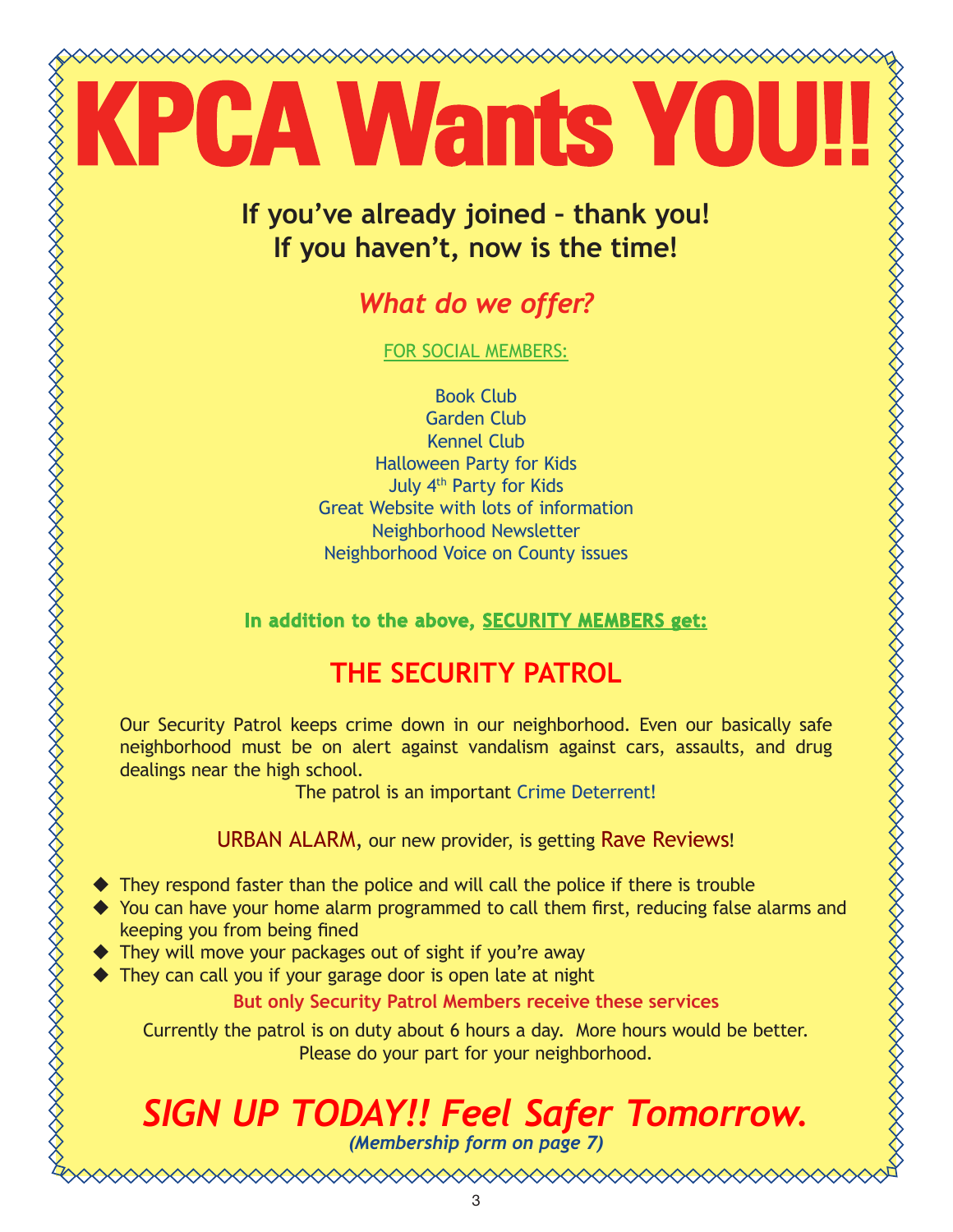# KPCA Wants YOU!!

**If you've already joined – thank you!**
**If you haven't, now is the time!**

## *What do we offer?*

FOR SOCIAL MEMBERS:

Book Club
Garden Club
Kennel Club
Halloween Party for Kids
July 4th Party for Kids
Great Website with lots of information
Neighborhood Newsletter
Neighborhood Voice on County issues

**In addition to the above, SECURITY MEMBERS get:**

## THE SECURITY PATROL

Our Security Patrol keeps crime down in our neighborhood. Even our basically safe neighborhood must be on alert against vandalism against cars, assaults, and drug dealings near the high school.

The patrol is an important Crime Deterrent!

URBAN ALARM, our new provider, is getting Rave Reviews!

- They respond faster than the police and will call the police if there is trouble
- You can have your home alarm programmed to call them first, reducing false alarms and keeping you from being fined
- They will move your packages out of sight if you're away
- They can call you if your garage door is open late at night

**But only Security Patrol Members receive these services**

Currently the patrol is on duty about 6 hours a day. More hours would be better. Please do your part for your neighborhood.

## *SIGN UP TODAY!! Feel Safer Tomorrow.*

***(Membership form on page 7)***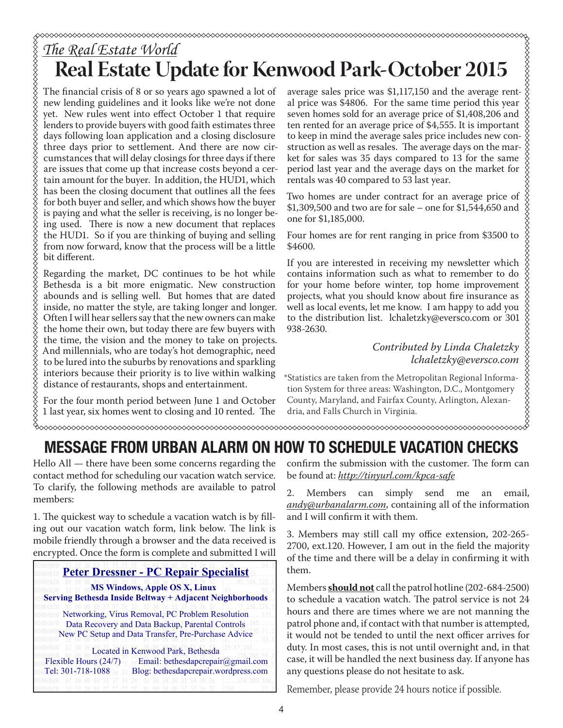*The Real Estate World*

# Real Estate Update for Kenwood Park-October 2015

The financial crisis of 8 or so years ago spawned a lot of new lending guidelines and it looks like we're not done yet. New rules went into effect October 1 that require lenders to provide buyers with good faith estimates three days following loan application and a closing disclosure three days prior to settlement. And there are now circumstances that will delay closings for three days if there are issues that come up that increase costs beyond a certain amount for the buyer. In addition, the HUD1, which has been the closing document that outlines all the fees for both buyer and seller, and which shows how the buyer is paying and what the seller is receiving, is no longer being used. There is now a new document that replaces the HUD1. So if you are thinking of buying and selling from now forward, know that the process will be a little bit different.

Regarding the market, DC continues to be hot while Bethesda is a bit more enigmatic. New construction abounds and is selling well. But homes that are dated inside, no matter the style, are taking longer and longer. Often I will hear sellers say that the new owners can make the home their own, but today there are few buyers with the time, the vision and the money to take on projects. And millennials, who are today's hot demographic, need to be lured into the suburbs by renovations and sparkling interiors because their priority is to live within walking distance of restaurants, shops and entertainment.

For the four month period between June 1 and October 1 last year, six homes went to closing and 10 rented. The average sales price was $1,117,150 and the average rental price was $4806. For the same time period this year seven homes sold for an average price of $1,408,206 and ten rented for an average price of $4,555. It is important to keep in mind the average sales price includes new construction as well as resales. The average days on the market for sales was 35 days compared to 13 for the same period last year and the average days on the market for rentals was 40 compared to 53 last year.

Two homes are under contract for an average price of $1,309,500 and two are for sale – one for $1,544,650 and one for $1,185,000.

Four homes are for rent ranging in price from $3500 to $4600.

If you are interested in receiving my newsletter which contains information such as what to remember to do for your home before winter, top home improvement projects, what you should know about fire insurance as well as local events, let me know. I am happy to add you to the distribution list. lchaletzky@eversco.com or 301 938-2630.

*Contributed by Linda Chaletzky*
*lchaletzky@eversco.com*

*Statistics are taken from the Metropolitan Regional Information System for three areas: Washington, D.C., Montgomery County, Maryland, and Fairfax County, Arlington, Alexandria, and Falls Church in Virginia.

# MESSAGE FROM URBAN ALARM ON HOW TO SCHEDULE VACATION CHECKS

Hello All — there have been some concerns regarding the contact method for scheduling our vacation watch service. To clarify, the following methods are available to patrol members:

1. The quickest way to schedule a vacation watch is by filling out our vacation watch form, link below. The link is mobile friendly through a browser and the data received is encrypted. Once the form is complete and submitted I will confirm the submission with the customer. The form can be found at: *http://tinyurl.com/kpca-safe*

2. Members can simply send me an email, *andy@urbanalarm.com*, containing all of the information and I will confirm it with them.

3. Members may still call my office extension, 202-265-2700, ext.120. However, I am out in the field the majority of the time and there will be a delay in confirming it with them.

Members **should not** call the patrol hotline (202-684-2500) to schedule a vacation watch. The patrol service is not 24 hours and there are times where we are not manning the patrol phone and, if contact with that number is attempted, it would not be tended to until the next officer arrives for duty. In most cases, this is not until overnight and, in that case, it will be handled the next business day. If anyone has any questions please do not hesitate to ask.

Remember, please provide 24 hours notice if possible.

**Peter Dressner - PC Repair Specialist**

**MS Windows, Apple OS X, Linux**

**Serving Bethesda Inside Beltway + Adjacent Neighborhoods**

Networking, Virus Removal, PC Problem Resolution
Data Recovery and Data Backup, Parental Controls
New PC Setup and Data Transfer, Pre-Purchase Advice

Located in Kenwood Park, Bethesda
Flexible Hours (24/7) Email: bethesdapcrepair@gmail.com
Tel: 301-718-1088 Blog: bethesdapcrepair.wordpress.com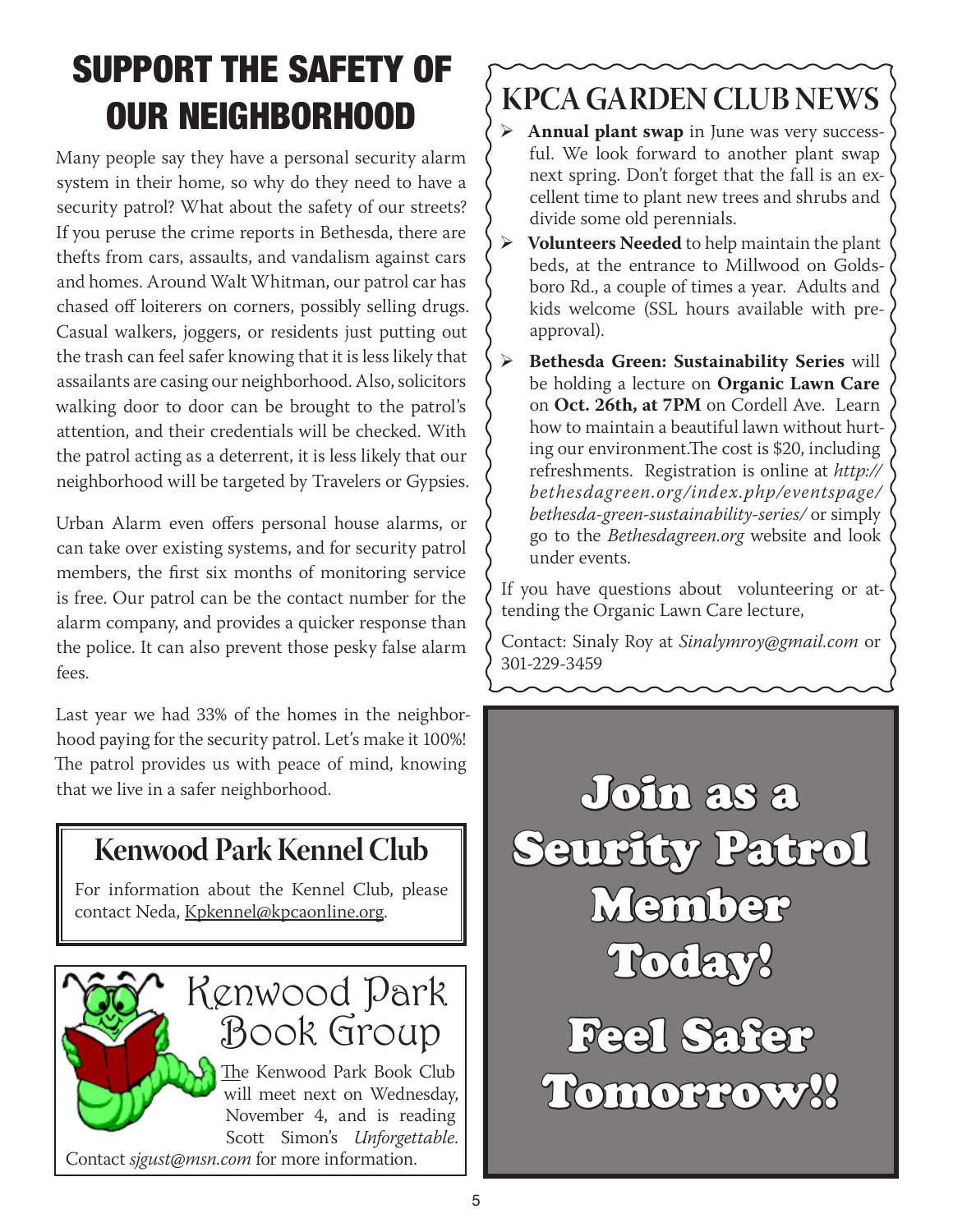# SUPPORT THE SAFETY OF OUR NEIGHBORHOOD

Many people say they have a personal security alarm system in their home, so why do they need to have a security patrol? What about the safety of our streets? If you peruse the crime reports in Bethesda, there are thefts from cars, assaults, and vandalism against cars and homes. Around Walt Whitman, our patrol car has chased off loiterers on corners, possibly selling drugs. Casual walkers, joggers, or residents just putting out the trash can feel safer knowing that it is less likely that assailants are casing our neighborhood. Also, solicitors walking door to door can be brought to the patrol's attention, and their credentials will be checked. With the patrol acting as a deterrent, it is less likely that our neighborhood will be targeted by Travelers or Gypsies.

Urban Alarm even offers personal house alarms, or can take over existing systems, and for security patrol members, the first six months of monitoring service is free. Our patrol can be the contact number for the alarm company, and provides a quicker response than the police. It can also prevent those pesky false alarm fees.

Last year we had 33% of the homes in the neighborhood paying for the security patrol. Let's make it 100%! The patrol provides us with peace of mind, knowing that we live in a safer neighborhood.

## Kenwood Park Kennel Club

For information about the Kennel Club, please contact Neda, Kpkennel@kpcaonline.org.

## Kenwood Park Book Group

The Kenwood Park Book Club will meet next on Wednesday, November 4, and is reading Scott Simon's *Unforgettable*. Contact *sjgust@msn.com* for more information.

## KPCA GARDEN CLUB NEWS

- **Annual plant swap** in June was very successful. We look forward to another plant swap next spring. Don't forget that the fall is an excellent time to plant new trees and shrubs and divide some old perennials.
- **Volunteers Needed** to help maintain the plant beds, at the entrance to Millwood on Goldsboro Rd., a couple of times a year. Adults and kids welcome (SSL hours available with preapproval).
- **Bethesda Green: Sustainability Series** will be holding a lecture on **Organic Lawn Care** on **Oct. 26th, at 7PM** on Cordell Ave. Learn how to maintain a beautiful lawn without hurting our environment.The cost is $20, including refreshments. Registration is online at *http://bethesdagreen.org/index.php/eventspage/bethesda-green-sustainability-series/* or simply go to the *Bethesdagreen.org* website and look under events.

If you have questions about volunteering or attending the Organic Lawn Care lecture,

Contact: Sinaly Roy at *Sinalymroy@gmail.com* or 301-229-3459

**Join as a Seurity Patrol Member Today!**

**Feel Safer Tomorrow!!**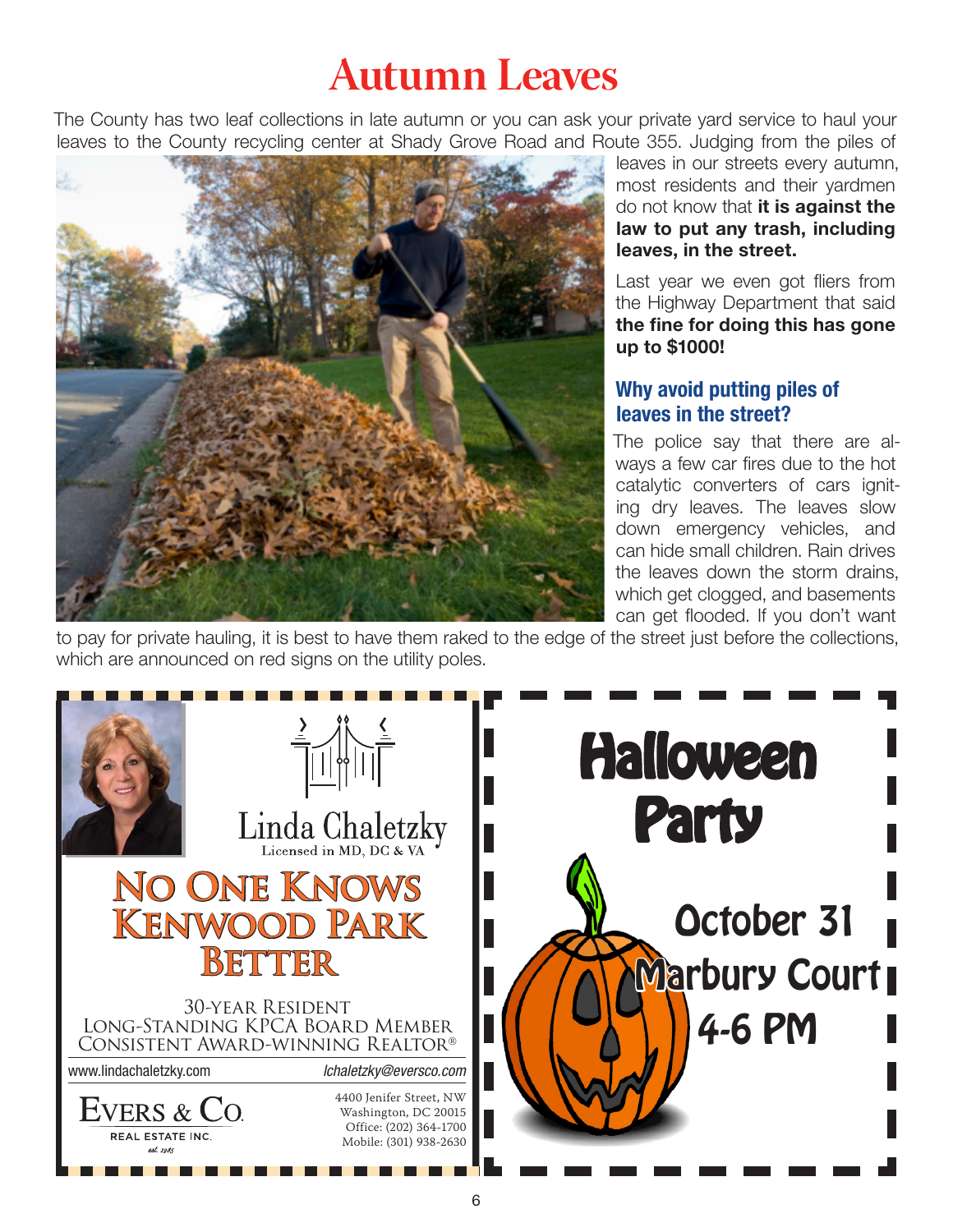# Autumn Leaves

The County has two leaf collections in late autumn or you can ask your private yard service to haul your leaves to the County recycling center at Shady Grove Road and Route 355. Judging from the piles of leaves in our streets every autumn, most residents and their yardmen do not know that **it is against the law to put any trash, including leaves, in the street.**

Last year we even got fliers from the Highway Department that said **the fine for doing this has gone up to $1000!**

### Why avoid putting piles of leaves in the street?

The police say that there are always a few car fires due to the hot catalytic converters of cars igniting dry leaves. The leaves slow down emergency vehicles, and can hide small children. Rain drives the leaves down the storm drains, which get clogged, and basements can get flooded. If you don't want to pay for private hauling, it is best to have them raked to the edge of the street just before the collections, which are announced on red signs on the utility poles.

---

Linda Chaletzky
Licensed in MD, DC & VA

**NO ONE KNOWS KENWOOD PARK BETTER**

30-YEAR RESIDENT
LONG-STANDING KPCA BOARD MEMBER
CONSISTENT AWARD-WINNING REALTOR®

www.lindachaletzky.com
lchaletzky@eversco.com

EVERS & CO.
REAL ESTATE INC.
est. 1985

4400 Jenifer Street, NW
Washington, DC 20015
Office: (202) 364-1700
Mobile: (301) 938-2630

---

**Halloween Party**

October 31
Marbury Court
4-6 PM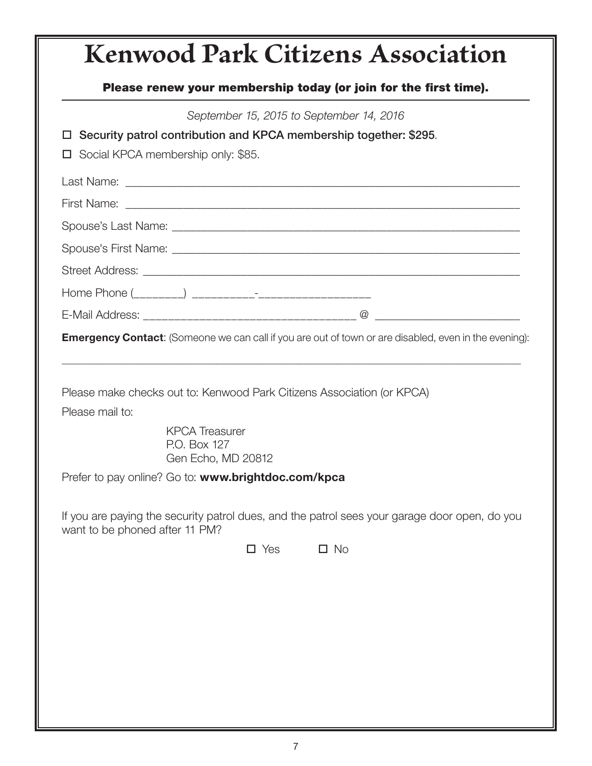# Kenwood Park Citizens Association

**Please renew your membership today (or join for the first time).**

*September 15, 2015 to September 14, 2016*

☐ **Security patrol contribution and KPCA membership together: $295**.

☐ Social KPCA membership only: $85.

Last Name: ____________________________________________________________

First Name: ____________________________________________________________

Spouse's Last Name: ______________________________________________________

Spouse's First Name: ______________________________________________________

Street Address: _________________________________________________________

Home Phone (________) __________-__________________

E-Mail Address: _________________________________ @ ________________________

**Emergency Contact**: (Someone we can call if you are out of town or are disabled, even in the evening):

_______________________________________________________________________________

Please make checks out to: Kenwood Park Citizens Association (or KPCA)

Please mail to:

KPCA Treasurer
P.O. Box 127
Gen Echo, MD 20812

Prefer to pay online? Go to: **www.brightdoc.com/kpca**

If you are paying the security patrol dues, and the patrol sees your garage door open, do you want to be phoned after 11 PM?

☐ Yes ☐ No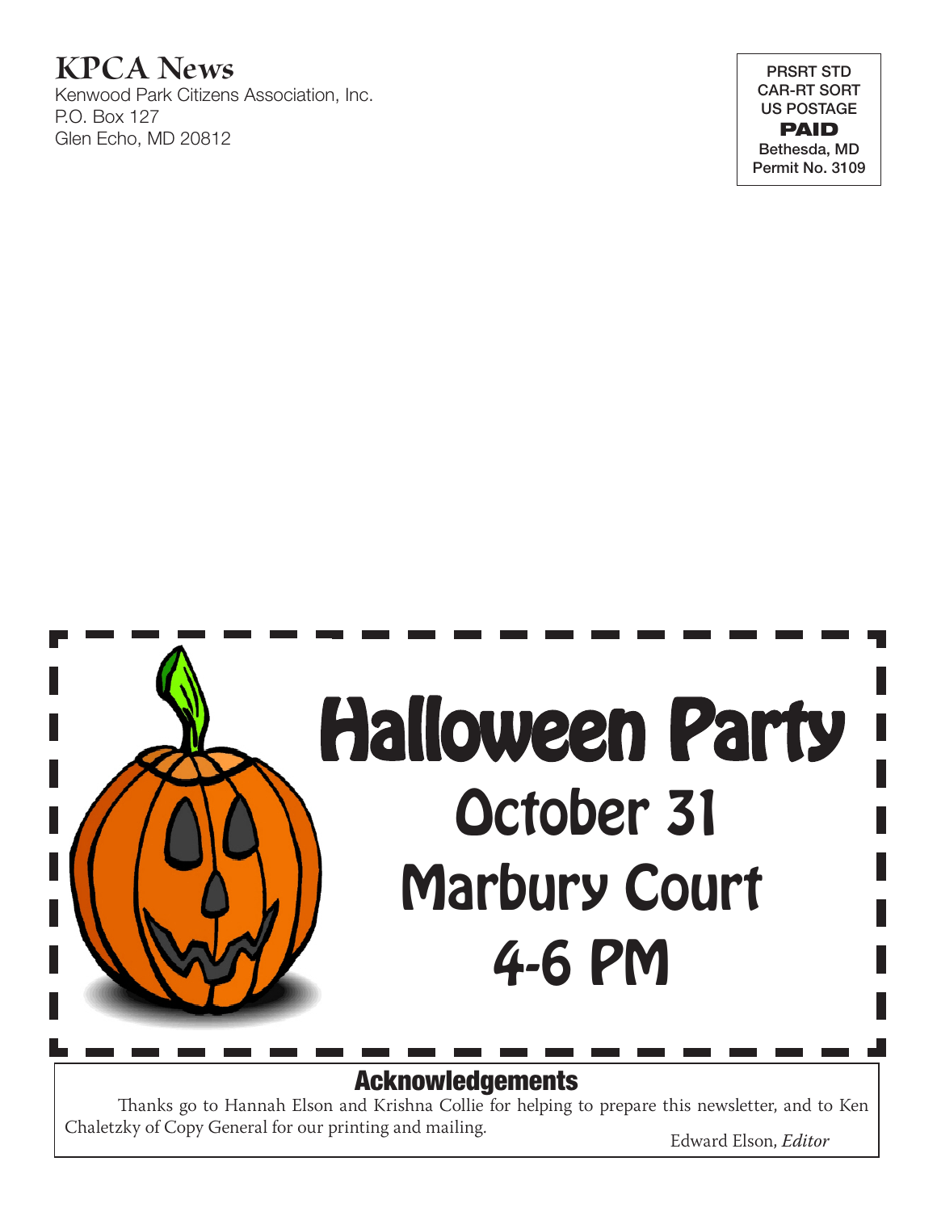**KPCA News**
Kenwood Park Citizens Association, Inc.
P.O. Box 127
Glen Echo, MD 20812

PRSRT STD
CAR-RT SORT
US POSTAGE
**PAID**
Bethesda, MD
Permit No. 3109

# Halloween Party

## October 31

## Marbury Court

## 4-6 PM

## Acknowledgements

Thanks go to Hannah Elson and Krishna Collie for helping to prepare this newsletter, and to Ken Chaletzky of Copy General for our printing and mailing.

Edward Elson, *Editor*